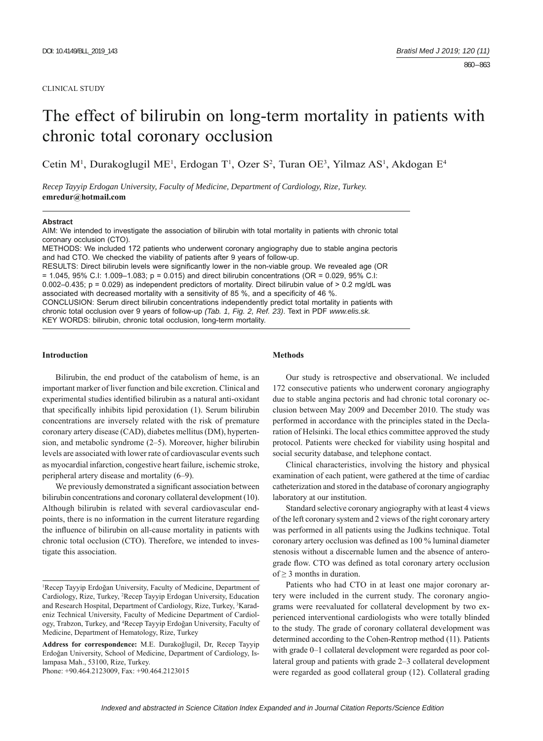CLINICAL STUDY

# The effect of bilirubin on long-term mortality in patients with chronic total coronary occlusion

Cetin M[1], Durakoglugil ME[1], Erdogan T[1], Ozer S[2], Turan OE[3], Yilmaz AS[1], Akdogan E[4]

*Recep Tayyip Erdogan University, Faculty of Medicine, Department of Cardiology, Rize, Turkey.*
**emredur@hotmail.com**

**Abstract**

AIM: We intended to investigate the association of bilirubin with total mortality in patients with chronic total coronary occlusion (CTO).

METHODS: We included 172 patients who underwent coronary angiography due to stable angina pectoris and had CTO. We checked the viability of patients after 9 years of follow-up.

RESULTS: Direct bilirubin levels were significantly lower in the non-viable group. We revealed age (OR = 1.045, 95% C.I: 1.009–1.083; p = 0.015) and direct bilirubin concentrations (OR = 0.029, 95% C.I: 0.002–0.435; p = 0.029) as independent predictors of mortality. Direct bilirubin value of > 0.2 mg/dL was associated with decreased mortality with a sensitivity of 85 %, and a specificity of 46 %.

CONCLUSION: Serum direct bilirubin concentrations independently predict total mortality in patients with chronic total occlusion over 9 years of follow-up *(Tab. 1, Fig. 2, Ref. 23)*. Text in PDF *www.elis.sk.*

KEY WORDS: bilirubin, chronic total occlusion, long-term mortality.

## Introduction

Bilirubin, the end product of the catabolism of heme, is an important marker of liver function and bile excretion. Clinical and experimental studies identified bilirubin as a natural anti-oxidant that specifically inhibits lipid peroxidation (1). Serum bilirubin concentrations are inversely related with the risk of premature coronary artery disease (CAD), diabetes mellitus (DM), hypertension, and metabolic syndrome (2–5). Moreover, higher bilirubin levels are associated with lower rate of cardiovascular events such as myocardial infarction, congestive heart failure, ischemic stroke, peripheral artery disease and mortality (6–9).

We previously demonstrated a significant association between bilirubin concentrations and coronary collateral development (10). Although bilirubin is related with several cardiovascular endpoints, there is no information in the current literature regarding the influence of bilirubin on all-cause mortality in patients with chronic total occlusion (CTO). Therefore, we intended to investigate this association.

[1]Recep Tayyip Erdoğan University, Faculty of Medicine, Department of Cardiology, Rize, Turkey, [2]Recep Tayyip Erdogan University, Education and Research Hospital, Department of Cardiology, Rize, Turkey, [3]Karadeniz Technical University, Faculty of Medicine Department of Cardiology, Trabzon, Turkey, and [4]Recep Tayyip Erdoğan University, Faculty of Medicine, Department of Hematology, Rize, Turkey

**Address for correspondence:** M.E. Durakoğlugil, Dr, Recep Tayyip Erdoğan University, School of Medicine, Department of Cardiology, Islampasa Mah., 53100, Rize, Turkey.
Phone: +90.464.2123009, Fax: +90.464.2123015

## Methods

Our study is retrospective and observational. We included 172 consecutive patients who underwent coronary angiography due to stable angina pectoris and had chronic total coronary occlusion between May 2009 and December 2010. The study was performed in accordance with the principles stated in the Declaration of Helsinki. The local ethics committee approved the study protocol. Patients were checked for viability using hospital and social security database, and telephone contact.

Clinical characteristics, involving the history and physical examination of each patient, were gathered at the time of cardiac catheterization and stored in the database of coronary angiography laboratory at our institution.

Standard selective coronary angiography with at least 4 views of the left coronary system and 2 views of the right coronary artery was performed in all patients using the Judkins technique. Total coronary artery occlusion was defined as 100 % luminal diameter stenosis without a discernable lumen and the absence of antegrade flow. CTO was defined as total coronary artery occlusion of ≥ 3 months in duration.

Patients who had CTO in at least one major coronary artery were included in the current study. The coronary angiograms were reevaluated for collateral development by two experienced interventional cardiologists who were totally blinded to the study. The grade of coronary collateral development was determined according to the Cohen-Rentrop method (11). Patients with grade 0–1 collateral development were regarded as poor collateral group and patients with grade 2–3 collateral development were regarded as good collateral group (12). Collateral grading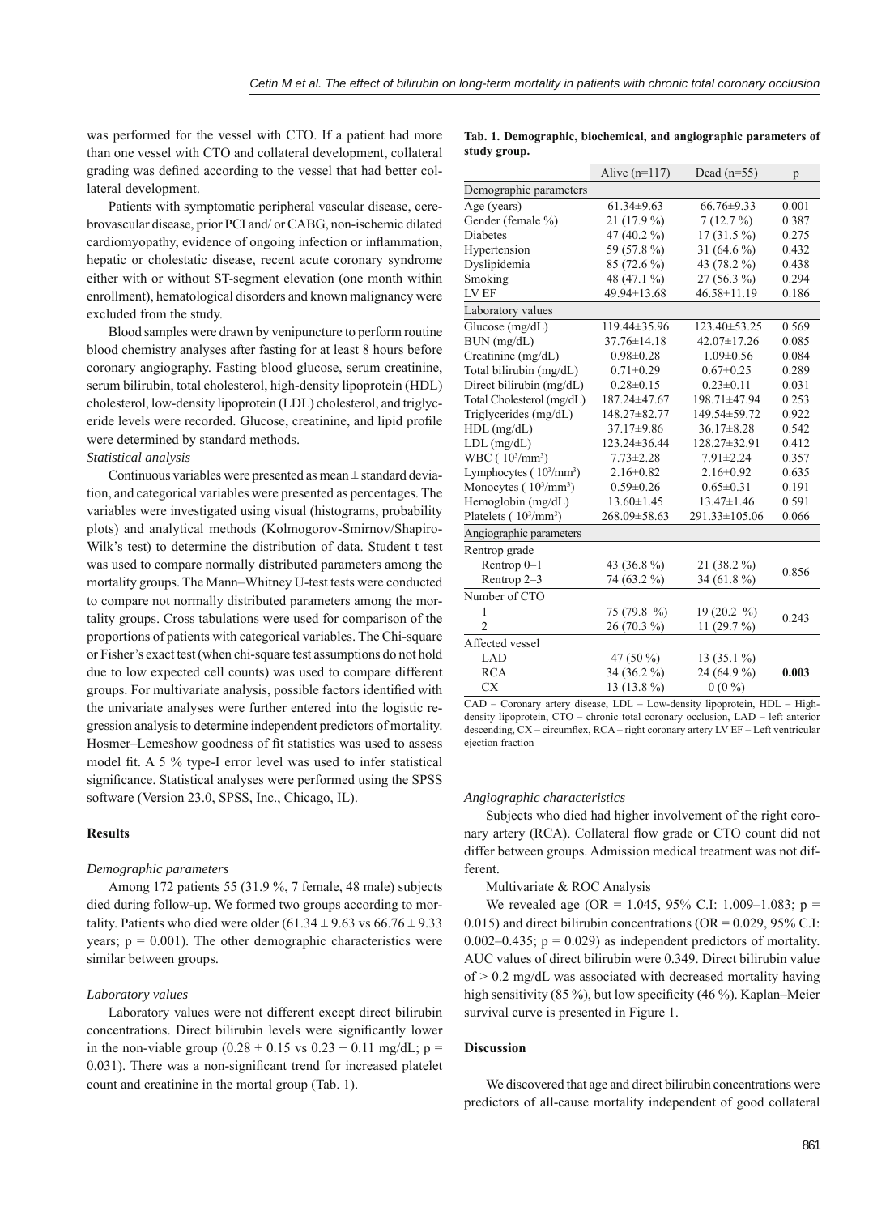was performed for the vessel with CTO. If a patient had more than one vessel with CTO and collateral development, collateral grading was defined according to the vessel that had better collateral development.

Patients with symptomatic peripheral vascular disease, cerebrovascular disease, prior PCI and/ or CABG, non-ischemic dilated cardiomyopathy, evidence of ongoing infection or inflammation, hepatic or cholestatic disease, recent acute coronary syndrome either with or without ST-segment elevation (one month within enrollment), hematological disorders and known malignancy were excluded from the study.

Blood samples were drawn by venipuncture to perform routine blood chemistry analyses after fasting for at least 8 hours before coronary angiography. Fasting blood glucose, serum creatinine, serum bilirubin, total cholesterol, high-density lipoprotein (HDL) cholesterol, low-density lipoprotein (LDL) cholesterol, and triglyceride levels were recorded. Glucose, creatinine, and lipid profile were determined by standard methods.

*Statistical analysis*

Continuous variables were presented as mean ± standard deviation, and categorical variables were presented as percentages. The variables were investigated using visual (histograms, probability plots) and analytical methods (Kolmogorov-Smirnov/Shapiro-Wilk's test) to determine the distribution of data. Student t test was used to compare normally distributed parameters among the mortality groups. The Mann–Whitney U-test tests were conducted to compare not normally distributed parameters among the mortality groups. Cross tabulations were used for comparison of the proportions of patients with categorical variables. The Chi-square or Fisher's exact test (when chi-square test assumptions do not hold due to low expected cell counts) was used to compare different groups. For multivariate analysis, possible factors identified with the univariate analyses were further entered into the logistic regression analysis to determine independent predictors of mortality. Hosmer–Lemeshow goodness of fit statistics was used to assess model fit. A 5 % type-I error level was used to infer statistical significance. Statistical analyses were performed using the SPSS software (Version 23.0, SPSS, Inc., Chicago, IL).

## Results

*Demographic parameters*

Among 172 patients 55 (31.9 %, 7 female, 48 male) subjects died during follow-up. We formed two groups according to mortality. Patients who died were older (61.34 ± 9.63 vs 66.76 ± 9.33 years; p = 0.001). The other demographic characteristics were similar between groups.

*Laboratory values*

Laboratory values were not different except direct bilirubin concentrations. Direct bilirubin levels were significantly lower in the non-viable group (0.28 ± 0.15 vs 0.23 ± 0.11 mg/dL; p = 0.031). There was a non-significant trend for increased platelet count and creatinine in the mortal group (Tab. 1).

**Tab. 1. Demographic, biochemical, and angiographic parameters of study group.**

| | Alive (n=117) | Dead (n=55) | p |
|---|---|---|---|
| Demographic parameters | | | |
| Age (years) | 61.34±9.63 | 66.76±9.33 | 0.001 |
| Gender (female %) | 21 (17.9 %) | 7 (12.7 %) | 0.387 |
| Diabetes | 47 (40.2 %) | 17 (31.5 %) | 0.275 |
| Hypertension | 59 (57.8 %) | 31 (64.6 %) | 0.432 |
| Dyslipidemia | 85 (72.6 %) | 43 (78.2 %) | 0.438 |
| Smoking | 48 (47.1 %) | 27 (56.3 %) | 0.294 |
| LV EF | 49.94±13.68 | 46.58±11.19 | 0.186 |
| Laboratory values | | | |
| Glucose (mg/dL) | 119.44±35.96 | 123.40±53.25 | 0.569 |
| BUN (mg/dL) | 37.76±14.18 | 42.07±17.26 | 0.085 |
| Creatinine (mg/dL) | 0.98±0.28 | 1.09±0.56 | 0.084 |
| Total bilirubin (mg/dL) | 0.71±0.29 | 0.67±0.25 | 0.289 |
| Direct bilirubin (mg/dL) | 0.28±0.15 | 0.23±0.11 | 0.031 |
| Total Cholesterol (mg/dL) | 187.24±47.67 | 198.71±47.94 | 0.253 |
| Triglycerides (mg/dL) | 148.27±82.77 | 149.54±59.72 | 0.922 |
| HDL (mg/dL) | 37.17±9.86 | 36.17±8.28 | 0.542 |
| LDL (mg/dL) | 123.24±36.44 | 128.27±32.91 | 0.412 |
| WBC ( $10^3$/mm$^3$) | 7.73±2.28 | 7.91±2.24 | 0.357 |
| Lymphocytes ( $10^3$/mm$^3$) | 2.16±0.82 | 2.16±0.92 | 0.635 |
| Monocytes ( $10^3$/mm$^3$) | 0.59±0.26 | 0.65±0.31 | 0.191 |
| Hemoglobin (mg/dL) | 13.60±1.45 | 13.47±1.46 | 0.591 |
| Platelets ( $10^3$/mm$^3$) | 268.09±58.63 | 291.33±105.06 | 0.066 |
| Angiographic parameters | | | |
| Rentrop grade | | | |
| Rentrop 0–1 | 43 (36.8 %) | 21 (38.2 %) | 0.856 |
| Rentrop 2–3 | 74 (63.2 %) | 34 (61.8 %) | |
| Number of CTO | | | |
| 1 | 75 (79.8 %) | 19 (20.2 %) | 0.243 |
| 2 | 26 (70.3 %) | 11 (29.7 %) | |
| Affected vessel | | | |
| LAD | 47 (50 %) | 13 (35.1 %) | |
| RCA | 34 (36.2 %) | 24 (64.9 %) | **0.003** |
| CX | 13 (13.8 %) | 0 (0 %) | |

CAD – Coronary artery disease, LDL – Low-density lipoprotein, HDL – High-density lipoprotein, CTO – chronic total coronary occlusion, LAD – left anterior descending, CX – circumflex, RCA – right coronary artery LV EF – Left ventricular ejection fraction

*Angiographic characteristics*

Subjects who died had higher involvement of the right coronary artery (RCA). Collateral flow grade or CTO count did not differ between groups. Admission medical treatment was not different.

Multivariate & ROC Analysis

We revealed age (OR = 1.045, 95% C.I: 1.009–1.083; p = 0.015) and direct bilirubin concentrations (OR = 0.029, 95% C.I: 0.002–0.435; p = 0.029) as independent predictors of mortality. AUC values of direct bilirubin were 0.349. Direct bilirubin value of > 0.2 mg/dL was associated with decreased mortality having high sensitivity (85 %), but low specificity (46 %). Kaplan–Meier survival curve is presented in Figure 1.

## Discussion

We discovered that age and direct bilirubin concentrations were predictors of all-cause mortality independent of good collateral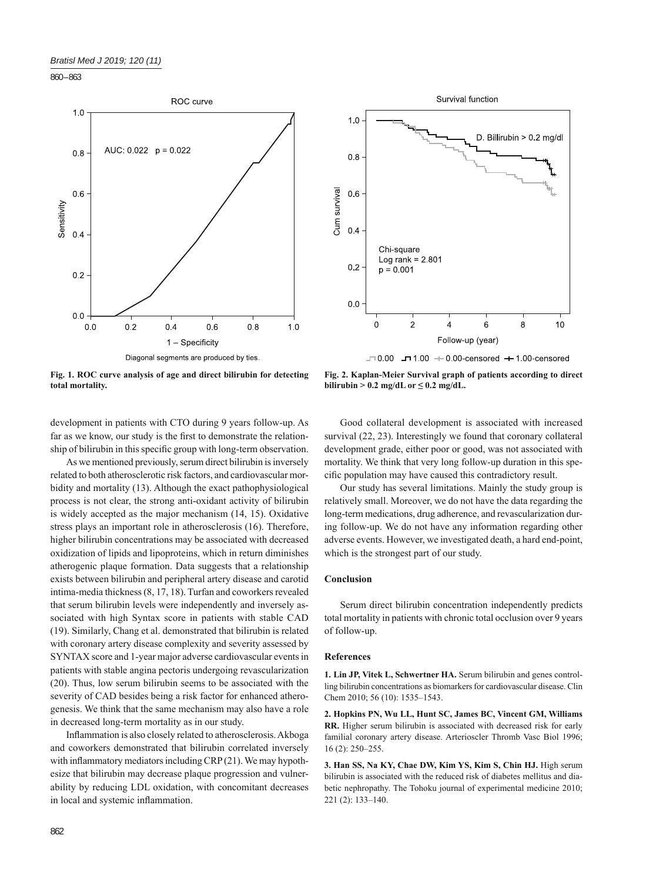Fig. 1. ROC curve analysis of age and direct bilirubin for detecting total mortality.

Fig. 2. Kaplan-Meier Survival graph of patients according to direct bilirubin > 0.2 mg/dL or ≤ 0.2 mg/dL.

development in patients with CTO during 9 years follow-up. As far as we know, our study is the first to demonstrate the relationship of bilirubin in this specific group with long-term observation.

As we mentioned previously, serum direct bilirubin is inversely related to both atherosclerotic risk factors, and cardiovascular morbidity and mortality (13). Although the exact pathophysiological process is not clear, the strong anti-oxidant activity of bilirubin is widely accepted as the major mechanism (14, 15). Oxidative stress plays an important role in atherosclerosis (16). Therefore, higher bilirubin concentrations may be associated with decreased oxidization of lipids and lipoproteins, which in return diminishes atherogenic plaque formation. Data suggests that a relationship exists between bilirubin and peripheral artery disease and carotid intima-media thickness (8, 17, 18). Turfan and coworkers revealed that serum bilirubin levels were independently and inversely associated with high Syntax score in patients with stable CAD (19). Similarly, Chang et al. demonstrated that bilirubin is related with coronary artery disease complexity and severity assessed by SYNTAX score and 1-year major adverse cardiovascular events in patients with stable angina pectoris undergoing revascularization (20). Thus, low serum bilirubin seems to be associated with the severity of CAD besides being a risk factor for enhanced atherogenesis. We think that the same mechanism may also have a role in decreased long-term mortality as in our study.

Inflammation is also closely related to atherosclerosis. Akboga and coworkers demonstrated that bilirubin correlated inversely with inflammatory mediators including CRP (21). We may hypothesize that bilirubin may decrease plaque progression and vulnerability by reducing LDL oxidation, with concomitant decreases in local and systemic inflammation.

Good collateral development is associated with increased survival (22, 23). Interestingly we found that coronary collateral development grade, either poor or good, was not associated with mortality. We think that very long follow-up duration in this specific population may have caused this contradictory result.

Our study has several limitations. Mainly the study group is relatively small. Moreover, we do not have the data regarding the long-term medications, drug adherence, and revascularization during follow-up. We do not have any information regarding other adverse events. However, we investigated death, a hard end-point, which is the strongest part of our study.

## Conclusion

Serum direct bilirubin concentration independently predicts total mortality in patients with chronic total occlusion over 9 years of follow-up.

## References

**1. Lin JP, Vitek L, Schwertner HA.** Serum bilirubin and genes controlling bilirubin concentrations as biomarkers for cardiovascular disease. Clin Chem 2010; 56 (10): 1535–1543.

**2. Hopkins PN, Wu LL, Hunt SC, James BC, Vincent GM, Williams RR.** Higher serum bilirubin is associated with decreased risk for early familial coronary artery disease. Arterioscler Thromb Vasc Biol 1996; 16 (2): 250–255.

**3. Han SS, Na KY, Chae DW, Kim YS, Kim S, Chin HJ.** High serum bilirubin is associated with the reduced risk of diabetes mellitus and diabetic nephropathy. The Tohoku journal of experimental medicine 2010; 221 (2): 133–140.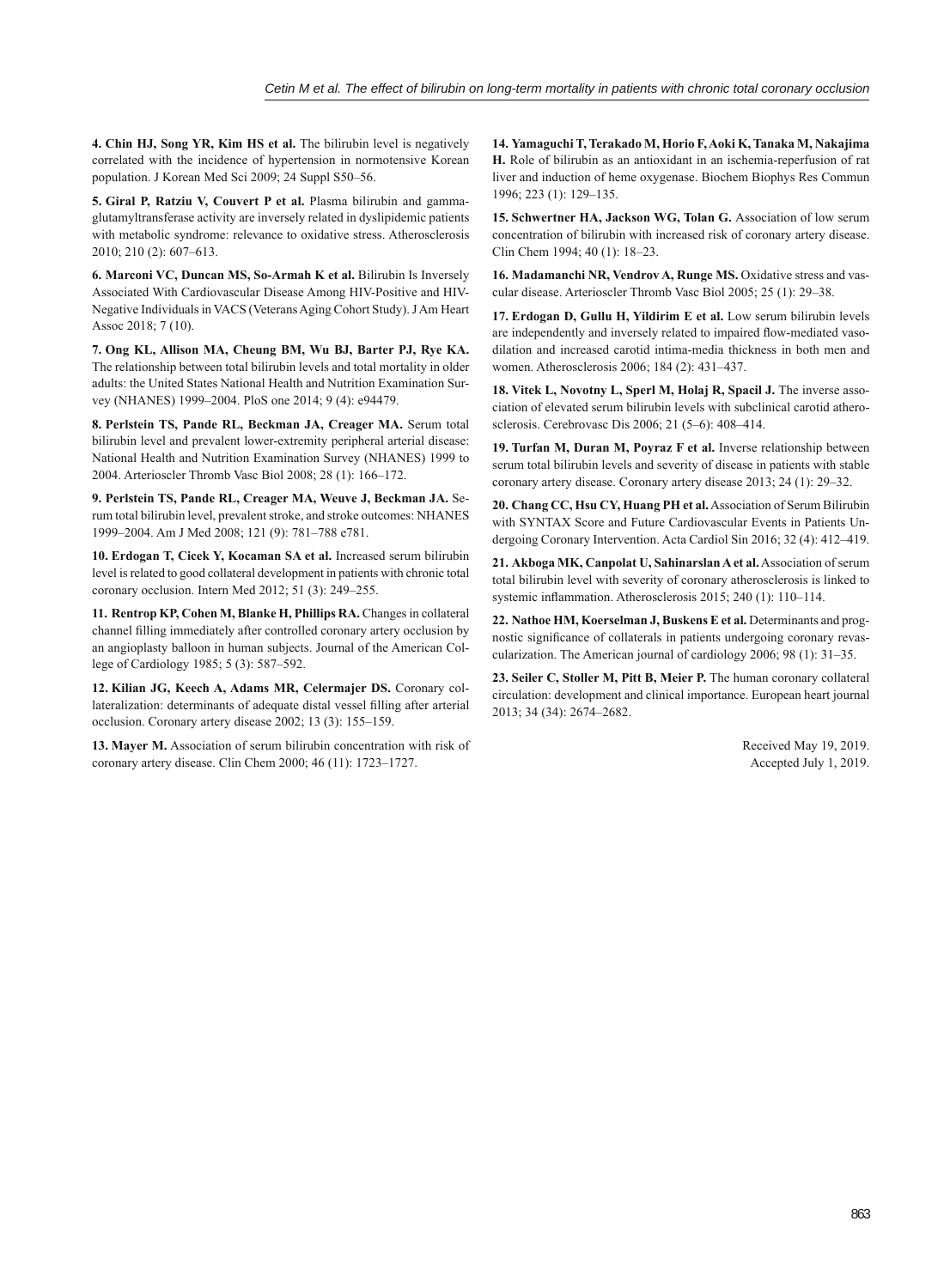**4. Chin HJ, Song YR, Kim HS et al.** The bilirubin level is negatively correlated with the incidence of hypertension in normotensive Korean population. J Korean Med Sci 2009; 24 Suppl S50–56.

**5. Giral P, Ratziu V, Couvert P et al.** Plasma bilirubin and gamma-glutamyltransferase activity are inversely related in dyslipidemic patients with metabolic syndrome: relevance to oxidative stress. Atherosclerosis 2010; 210 (2): 607–613.

**6. Marconi VC, Duncan MS, So-Armah K et al.** Bilirubin Is Inversely Associated With Cardiovascular Disease Among HIV-Positive and HIV-Negative Individuals in VACS (Veterans Aging Cohort Study). J Am Heart Assoc 2018; 7 (10).

**7. Ong KL, Allison MA, Cheung BM, Wu BJ, Barter PJ, Rye KA.** The relationship between total bilirubin levels and total mortality in older adults: the United States National Health and Nutrition Examination Survey (NHANES) 1999–2004. PloS one 2014; 9 (4): e94479.

**8. Perlstein TS, Pande RL, Beckman JA, Creager MA.** Serum total bilirubin level and prevalent lower-extremity peripheral arterial disease: National Health and Nutrition Examination Survey (NHANES) 1999 to 2004. Arterioscler Thromb Vasc Biol 2008; 28 (1): 166–172.

**9. Perlstein TS, Pande RL, Creager MA, Weuve J, Beckman JA.** Serum total bilirubin level, prevalent stroke, and stroke outcomes: NHANES 1999–2004. Am J Med 2008; 121 (9): 781–788 e781.

**10. Erdogan T, Cicek Y, Kocaman SA et al.** Increased serum bilirubin level is related to good collateral development in patients with chronic total coronary occlusion. Intern Med 2012; 51 (3): 249–255.

**11. Rentrop KP, Cohen M, Blanke H, Phillips RA.** Changes in collateral channel filling immediately after controlled coronary artery occlusion by an angioplasty balloon in human subjects. Journal of the American College of Cardiology 1985; 5 (3): 587–592.

**12. Kilian JG, Keech A, Adams MR, Celermajer DS.** Coronary collateralization: determinants of adequate distal vessel filling after arterial occlusion. Coronary artery disease 2002; 13 (3): 155–159.

**13. Mayer M.** Association of serum bilirubin concentration with risk of coronary artery disease. Clin Chem 2000; 46 (11): 1723–1727.

**14. Yamaguchi T, Terakado M, Horio F, Aoki K, Tanaka M, Nakajima H.** Role of bilirubin as an antioxidant in an ischemia-reperfusion of rat liver and induction of heme oxygenase. Biochem Biophys Res Commun 1996; 223 (1): 129–135.

**15. Schwertner HA, Jackson WG, Tolan G.** Association of low serum concentration of bilirubin with increased risk of coronary artery disease. Clin Chem 1994; 40 (1): 18–23.

**16. Madamanchi NR, Vendrov A, Runge MS.** Oxidative stress and vascular disease. Arterioscler Thromb Vasc Biol 2005; 25 (1): 29–38.

**17. Erdogan D, Gullu H, Yildirim E et al.** Low serum bilirubin levels are independently and inversely related to impaired flow-mediated vasodilation and increased carotid intima-media thickness in both men and women. Atherosclerosis 2006; 184 (2): 431–437.

**18. Vitek L, Novotny L, Sperl M, Holaj R, Spacil J.** The inverse association of elevated serum bilirubin levels with subclinical carotid atherosclerosis. Cerebrovasc Dis 2006; 21 (5–6): 408–414.

**19. Turfan M, Duran M, Poyraz F et al.** Inverse relationship between serum total bilirubin levels and severity of disease in patients with stable coronary artery disease. Coronary artery disease 2013; 24 (1): 29–32.

**20. Chang CC, Hsu CY, Huang PH et al.** Association of Serum Bilirubin with SYNTAX Score and Future Cardiovascular Events in Patients Undergoing Coronary Intervention. Acta Cardiol Sin 2016; 32 (4): 412–419.

**21. Akboga MK, Canpolat U, Sahinarslan A et al.** Association of serum total bilirubin level with severity of coronary atherosclerosis is linked to systemic inflammation. Atherosclerosis 2015; 240 (1): 110–114.

**22. Nathoe HM, Koerselman J, Buskens E et al.** Determinants and prognostic significance of collaterals in patients undergoing coronary revascularization. The American journal of cardiology 2006; 98 (1): 31–35.

**23. Seiler C, Stoller M, Pitt B, Meier P.** The human coronary collateral circulation: development and clinical importance. European heart journal 2013; 34 (34): 2674–2682.

Received May 19, 2019.
Accepted July 1, 2019.